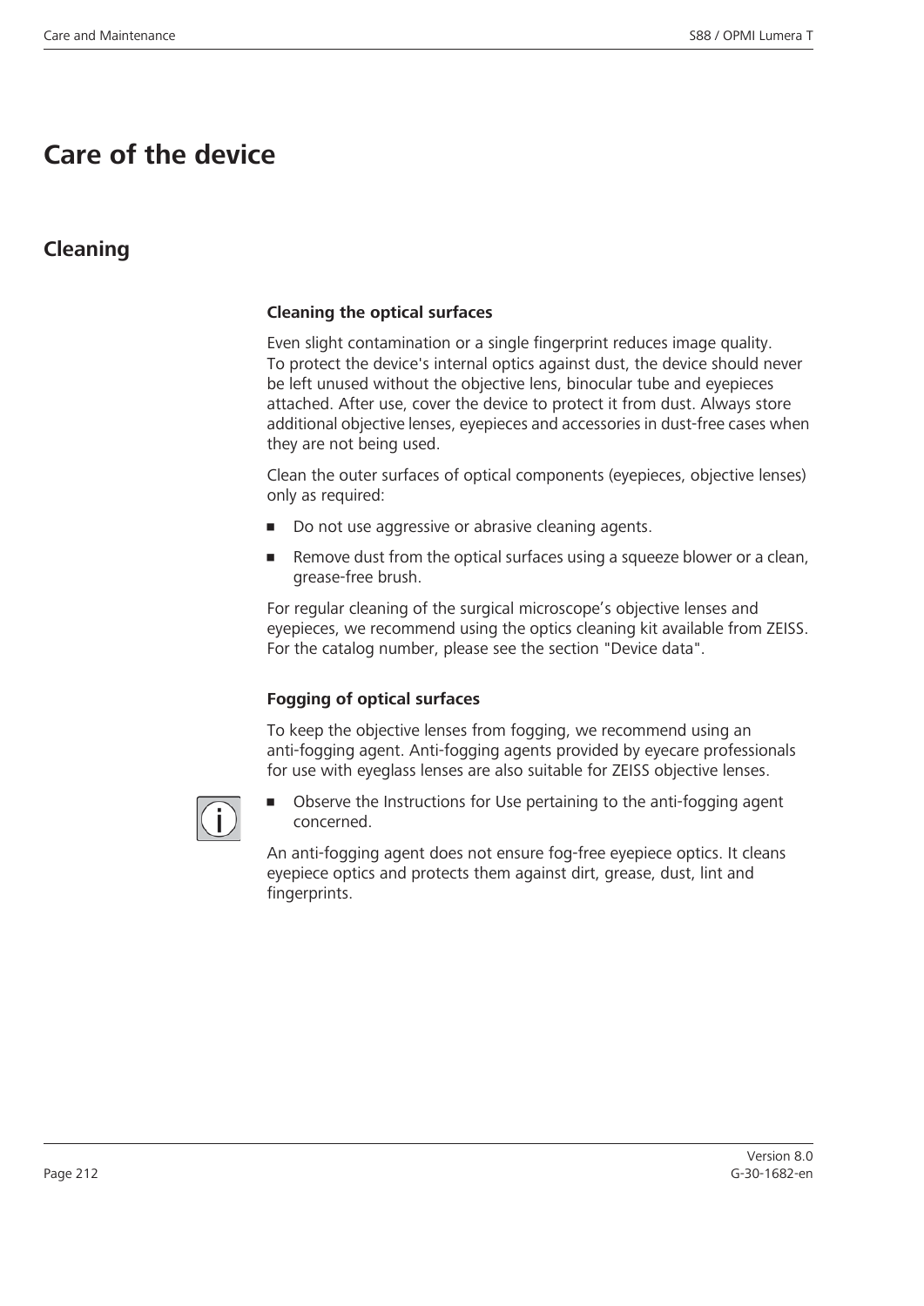# Care of the device

## Cleaning

### Cleaning the optical surfaces

Even slight contamination or a single fingerprint reduces image quality. To protect the device's internal optics against dust, the device should never be left unused without the objective lens, binocular tube and eyepieces attached. After use, cover the device to protect it from dust. Always store additional objective lenses, eyepieces and accessories in dust-free cases when they are not being used.

Clean the outer surfaces of optical components (eyepieces, objective lenses) only as required:

- Do not use aggressive or abrasive cleaning agents.
- Remove dust from the optical surfaces using a squeeze blower or a clean, grease-free brush.

For regular cleaning of the surgical microscope's objective lenses and eyepieces, we recommend using the optics cleaning kit available from ZEISS. For the catalog number, please see the section "Device data".

### Fogging of optical surfaces

To keep the objective lenses from fogging, we recommend using an anti-fogging agent. Anti-fogging agents provided by eyecare professionals for use with eyeglass lenses are also suitable for ZEISS objective lenses.

- Observe the Instructions for Use pertaining to the anti-fogging agent concerned.

An anti-fogging agent does not ensure fog-free eyepiece optics. It cleans eyepiece optics and protects them against dirt, grease, dust, lint and fingerprints.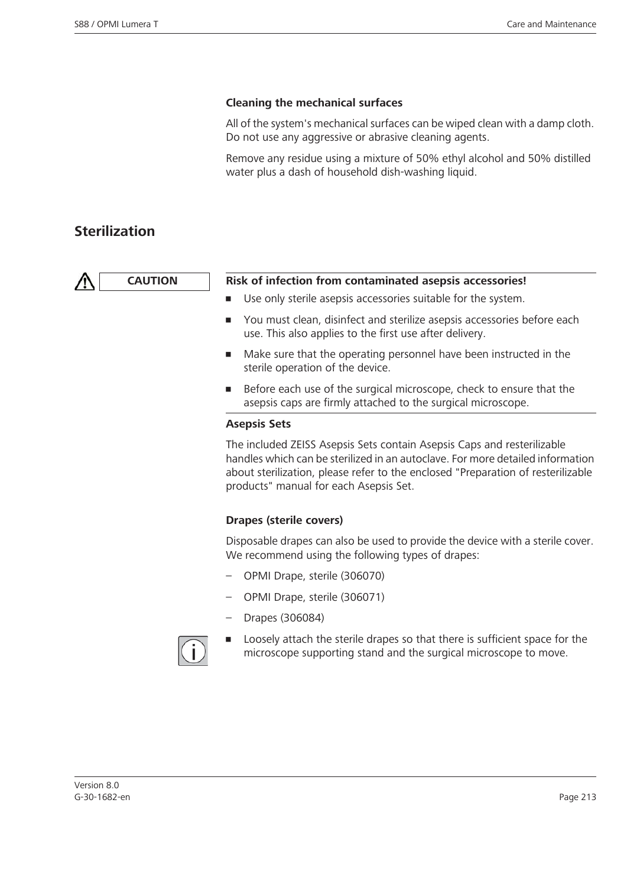### Cleaning the mechanical surfaces

All of the system's mechanical surfaces can be wiped clean with a damp cloth. Do not use any aggressive or abrasive cleaning agents.

Remove any residue using a mixture of 50% ethyl alcohol and 50% distilled water plus a dash of household dish-washing liquid.

## Sterilization

**CAUTION**

**Risk of infection from contaminated asepsis accessories!**

- Use only sterile asepsis accessories suitable for the system.
- You must clean, disinfect and sterilize asepsis accessories before each use. This also applies to the first use after delivery.
- Make sure that the operating personnel have been instructed in the sterile operation of the device.
- Before each use of the surgical microscope, check to ensure that the asepsis caps are firmly attached to the surgical microscope.

### Asepsis Sets

The included ZEISS Asepsis Sets contain Asepsis Caps and resterilizable handles which can be sterilized in an autoclave. For more detailed information about sterilization, please refer to the enclosed "Preparation of resterilizable products" manual for each Asepsis Set.

### Drapes (sterile covers)

Disposable drapes can also be used to provide the device with a sterile cover. We recommend using the following types of drapes:

- OPMI Drape, sterile (306070)
- OPMI Drape, sterile (306071)
- Drapes (306084)

- Loosely attach the sterile drapes so that there is sufficient space for the microscope supporting stand and the surgical microscope to move.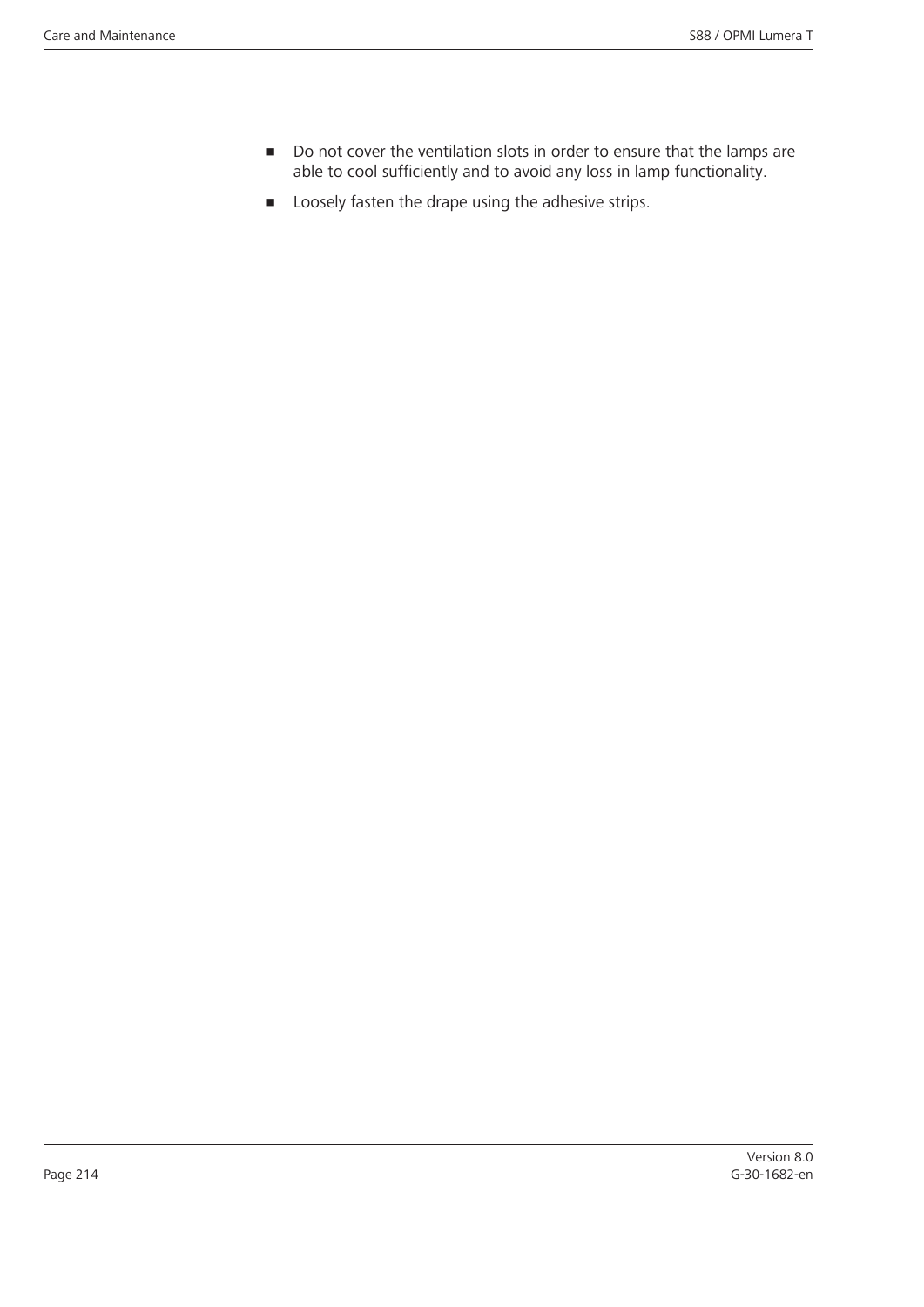- Do not cover the ventilation slots in order to ensure that the lamps are able to cool sufficiently and to avoid any loss in lamp functionality.
- Loosely fasten the drape using the adhesive strips.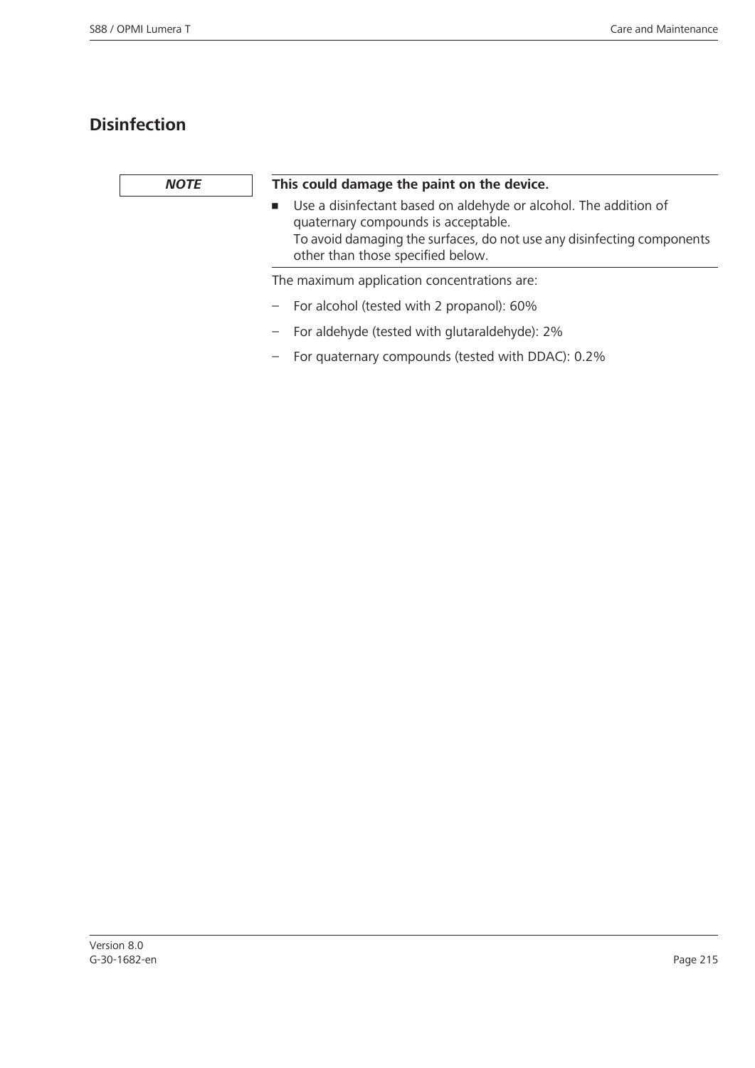## Disinfection

**NOTE**

**This could damage the paint on the device.**

- Use a disinfectant based on aldehyde or alcohol. The addition of quaternary compounds is acceptable.
  To avoid damaging the surfaces, do not use any disinfecting components other than those specified below.

The maximum application concentrations are:

- For alcohol (tested with 2 propanol): 60%
- For aldehyde (tested with glutaraldehyde): 2%
- For quaternary compounds (tested with DDAC): 0.2%